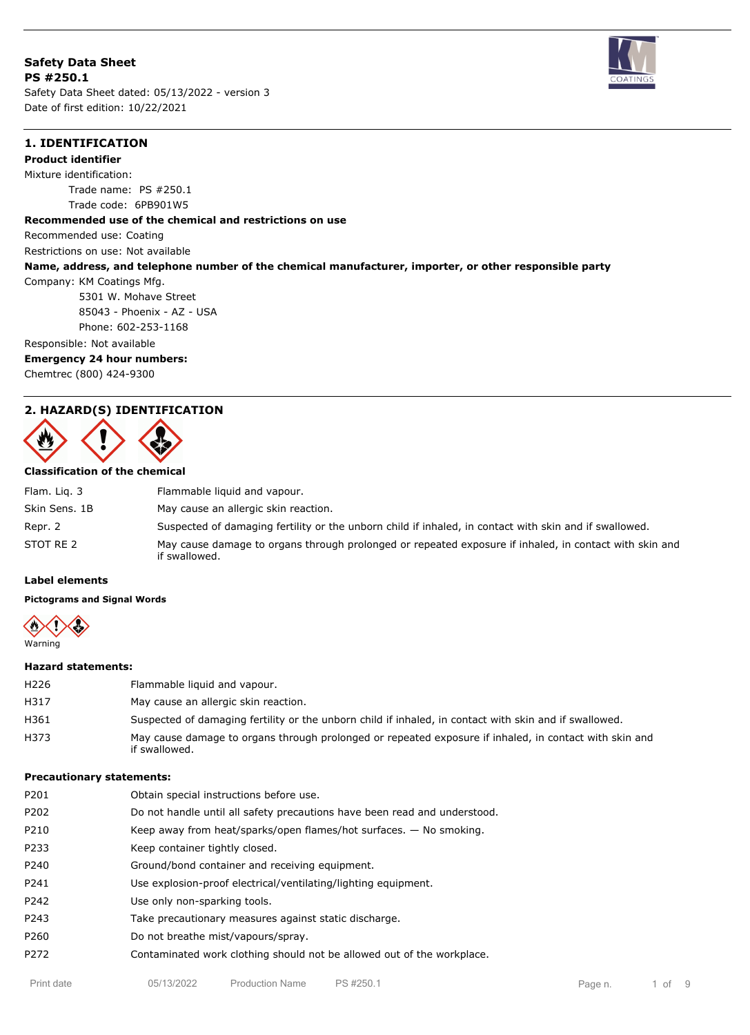**Safety Data Sheet**
**PS #250.1**
Safety Data Sheet dated: 05/13/2022 - version 3
Date of first edition: 10/22/2021

## 1. IDENTIFICATION

**Product identifier**

Mixture identification:

Trade name: PS #250.1
Trade code: 6PB901W5

**Recommended use of the chemical and restrictions on use**

Recommended use: Coating
Restrictions on use: Not available

**Name, address, and telephone number of the chemical manufacturer, importer, or other responsible party**

Company: KM Coatings Mfg.
5301 W. Mohave Street
85043 - Phoenix - AZ - USA
Phone: 602-253-1168

Responsible: Not available

**Emergency 24 hour numbers:**

Chemtrec (800) 424-9300

## 2. HAZARD(S) IDENTIFICATION

**Classification of the chemical**

| | |
|---|---|
| Flam. Liq. 3 | Flammable liquid and vapour. |
| Skin Sens. 1B | May cause an allergic skin reaction. |
| Repr. 2 | Suspected of damaging fertility or the unborn child if inhaled, in contact with skin and if swallowed. |
| STOT RE 2 | May cause damage to organs through prolonged or repeated exposure if inhaled, in contact with skin and if swallowed. |

**Label elements**

**Pictograms and Signal Words**

Warning

**Hazard statements:**

| | |
|---|---|
| H226 | Flammable liquid and vapour. |
| H317 | May cause an allergic skin reaction. |
| H361 | Suspected of damaging fertility or the unborn child if inhaled, in contact with skin and if swallowed. |
| H373 | May cause damage to organs through prolonged or repeated exposure if inhaled, in contact with skin and if swallowed. |

**Precautionary statements:**

| | |
|---|---|
| P201 | Obtain special instructions before use. |
| P202 | Do not handle until all safety precautions have been read and understood. |
| P210 | Keep away from heat/sparks/open flames/hot surfaces. — No smoking. |
| P233 | Keep container tightly closed. |
| P240 | Ground/bond container and receiving equipment. |
| P241 | Use explosion-proof electrical/ventilating/lighting equipment. |
| P242 | Use only non-sparking tools. |
| P243 | Take precautionary measures against static discharge. |
| P260 | Do not breathe mist/vapours/spray. |
| P272 | Contaminated work clothing should not be allowed out of the workplace. |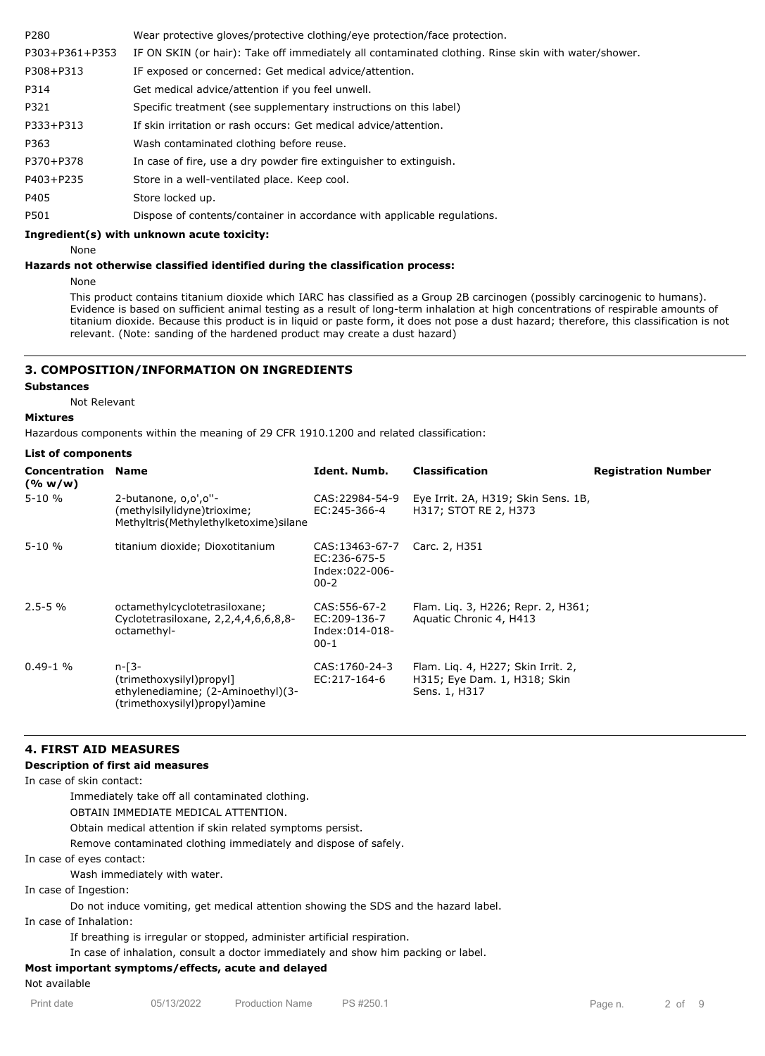| | |
|---|---|
| P280 | Wear protective gloves/protective clothing/eye protection/face protection. |
| P303+P361+P353 | IF ON SKIN (or hair): Take off immediately all contaminated clothing. Rinse skin with water/shower. |
| P308+P313 | IF exposed or concerned: Get medical advice/attention. |
| P314 | Get medical advice/attention if you feel unwell. |
| P321 | Specific treatment (see supplementary instructions on this label) |
| P333+P313 | If skin irritation or rash occurs: Get medical advice/attention. |
| P363 | Wash contaminated clothing before reuse. |
| P370+P378 | In case of fire, use a dry powder fire extinguisher to extinguish. |
| P403+P235 | Store in a well-ventilated place. Keep cool. |
| P405 | Store locked up. |
| P501 | Dispose of contents/container in accordance with applicable regulations. |

**Ingredient(s) with unknown acute toxicity:**

None

**Hazards not otherwise classified identified during the classification process:**

None

This product contains titanium dioxide which IARC has classified as a Group 2B carcinogen (possibly carcinogenic to humans). Evidence is based on sufficient animal testing as a result of long-term inhalation at high concentrations of respirable amounts of titanium dioxide. Because this product is in liquid or paste form, it does not pose a dust hazard; therefore, this classification is not relevant. (Note: sanding of the hardened product may create a dust hazard)

## 3. COMPOSITION/INFORMATION ON INGREDIENTS

**Substances**

Not Relevant

**Mixtures**

Hazardous components within the meaning of 29 CFR 1910.1200 and related classification:

**List of components**

| Concentration (% w/w) | Name | Ident. Numb. | Classification | Registration Number |
|---|---|---|---|---|
| 5-10 % | 2-butanone, o,o',o''-(methylsilylidyne)trioxime; Methyltris(Methylethylketoxime)silane | CAS:22984-54-9 EC:245-366-4 | Eye Irrit. 2A, H319; Skin Sens. 1B, H317; STOT RE 2, H373 | |
| 5-10 % | titanium dioxide; Dioxotitanium | CAS:13463-67-7 EC:236-675-5 Index:022-006-00-2 | Carc. 2, H351 | |
| 2.5-5 % | octamethylcyclotetrasiloxane; Cyclotetrasiloxane, 2,2,4,4,6,6,8,8-octamethyl- | CAS:556-67-2 EC:209-136-7 Index:014-018-00-1 | Flam. Liq. 3, H226; Repr. 2, H361; Aquatic Chronic 4, H413 | |
| 0.49-1 % | n-[3-(trimethoxysilyl)propyl] ethylenediamine; (2-Aminoethyl)(3-(trimethoxysilyl)propyl)amine | CAS:1760-24-3 EC:217-164-6 | Flam. Liq. 4, H227; Skin Irrit. 2, H315; Eye Dam. 1, H318; Skin Sens. 1, H317 | |

## 4. FIRST AID MEASURES

**Description of first aid measures**

In case of skin contact:

Immediately take off all contaminated clothing.

OBTAIN IMMEDIATE MEDICAL ATTENTION.

Obtain medical attention if skin related symptoms persist.

Remove contaminated clothing immediately and dispose of safely.

In case of eyes contact:

Wash immediately with water.

In case of Ingestion:

Do not induce vomiting, get medical attention showing the SDS and the hazard label.

In case of Inhalation:

If breathing is irregular or stopped, administer artificial respiration.

In case of inhalation, consult a doctor immediately and show him packing or label.

**Most important symptoms/effects, acute and delayed**

Not available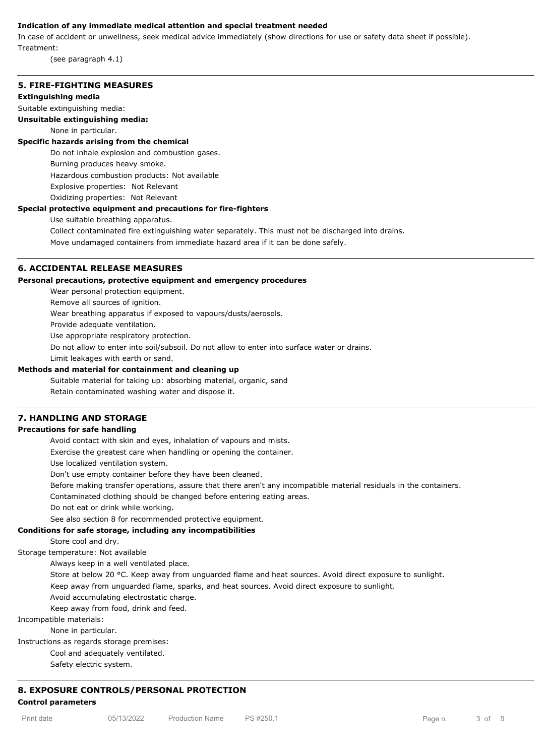**Indication of any immediate medical attention and special treatment needed**

In case of accident or unwellness, seek medical advice immediately (show directions for use or safety data sheet if possible).

Treatment:

(see paragraph 4.1)

## 5. FIRE-FIGHTING MEASURES

**Extinguishing media**

Suitable extinguishing media:

**Unsuitable extinguishing media:**

None in particular.

**Specific hazards arising from the chemical**

Do not inhale explosion and combustion gases.

Burning produces heavy smoke.

Hazardous combustion products: Not available

Explosive properties: Not Relevant

Oxidizing properties: Not Relevant

**Special protective equipment and precautions for fire-fighters**

Use suitable breathing apparatus.

Collect contaminated fire extinguishing water separately. This must not be discharged into drains.

Move undamaged containers from immediate hazard area if it can be done safely.

## 6. ACCIDENTAL RELEASE MEASURES

**Personal precautions, protective equipment and emergency procedures**

Wear personal protection equipment.

Remove all sources of ignition.

Wear breathing apparatus if exposed to vapours/dusts/aerosols.

Provide adequate ventilation.

Use appropriate respiratory protection.

Do not allow to enter into soil/subsoil. Do not allow to enter into surface water or drains.

Limit leakages with earth or sand.

**Methods and material for containment and cleaning up**

Suitable material for taking up: absorbing material, organic, sand

Retain contaminated washing water and dispose it.

## 7. HANDLING AND STORAGE

**Precautions for safe handling**

Avoid contact with skin and eyes, inhalation of vapours and mists.

Exercise the greatest care when handling or opening the container.

Use localized ventilation system.

Don't use empty container before they have been cleaned.

Before making transfer operations, assure that there aren't any incompatible material residuals in the containers.

Contaminated clothing should be changed before entering eating areas.

Do not eat or drink while working.

See also section 8 for recommended protective equipment.

**Conditions for safe storage, including any incompatibilities**

Store cool and dry.

Storage temperature: Not available

Always keep in a well ventilated place.

Store at below 20 °C. Keep away from unguarded flame and heat sources. Avoid direct exposure to sunlight.

Keep away from unguarded flame, sparks, and heat sources. Avoid direct exposure to sunlight.

Avoid accumulating electrostatic charge.

Keep away from food, drink and feed.

Incompatible materials:

None in particular.

Instructions as regards storage premises:

Cool and adequately ventilated.

Safety electric system.

## 8. EXPOSURE CONTROLS/PERSONAL PROTECTION

**Control parameters**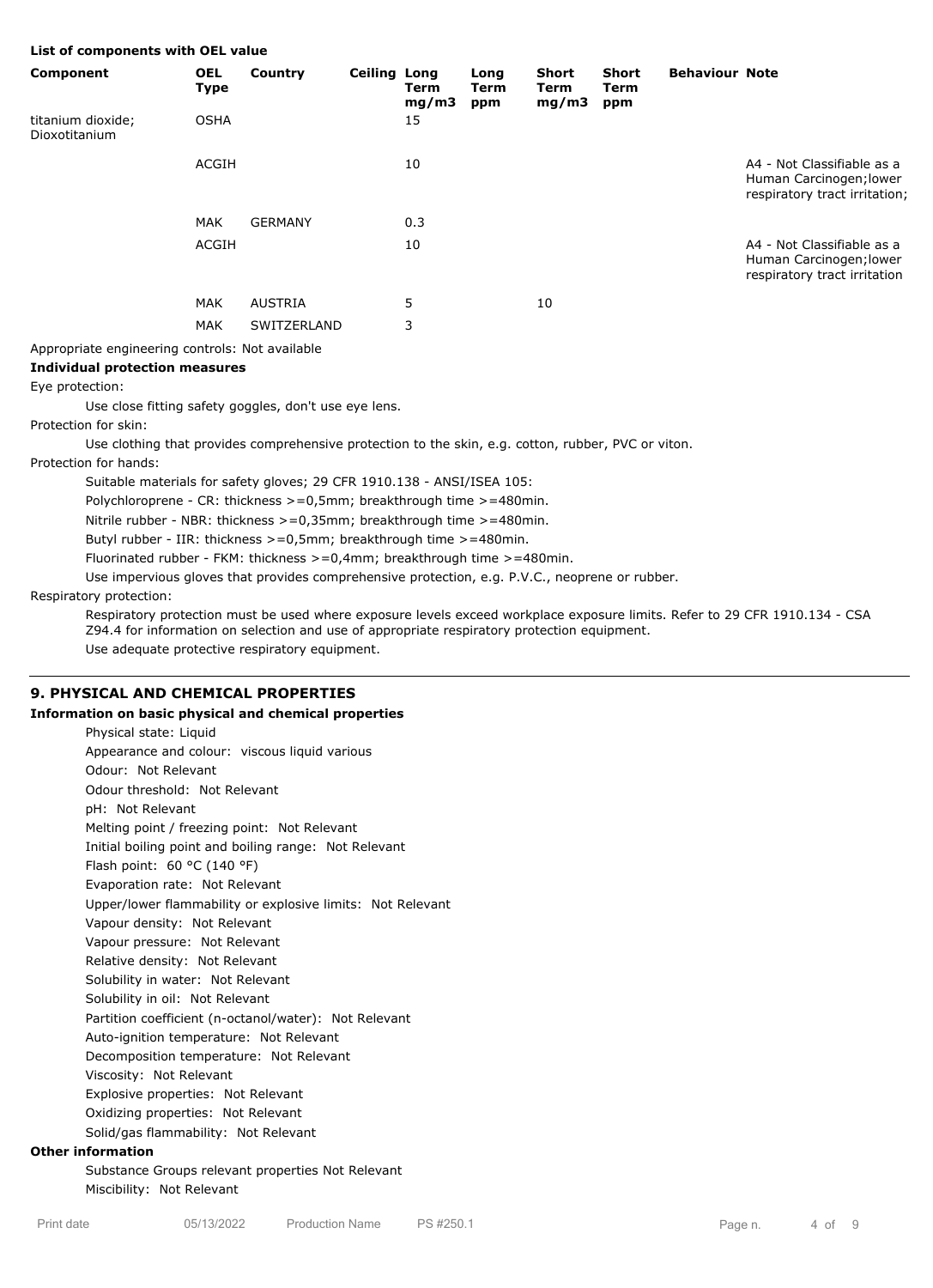**List of components with OEL value**

| Component | OEL Type | Country | Ceiling | Long Term mg/m3 | Long Term ppm | Short Term mg/m3 | Short Term ppm | Behaviour | Note |
|---|---|---|---|---|---|---|---|---|---|
| titanium dioxide; Dioxotitanium | OSHA | | | 15 | | | | | |
| | ACGIH | | | 10 | | | | | A4 - Not Classifiable as a Human Carcinogen;lower respiratory tract irritation; |
| | MAK | GERMANY | | 0.3 | | | | | |
| | ACGIH | | | 10 | | | | | A4 - Not Classifiable as a Human Carcinogen;lower respiratory tract irritation |
| | MAK | AUSTRIA | | 5 | | 10 | | | |
| | MAK | SWITZERLAND | | 3 | | | | | |

Appropriate engineering controls: Not available

**Individual protection measures**

Eye protection:

Use close fitting safety goggles, don't use eye lens.

Protection for skin:

Use clothing that provides comprehensive protection to the skin, e.g. cotton, rubber, PVC or viton.

Protection for hands:

Suitable materials for safety gloves; 29 CFR 1910.138 - ANSI/ISEA 105:

Polychloroprene - CR: thickness >=0,5mm; breakthrough time >=480min.

Nitrile rubber - NBR: thickness >=0,35mm; breakthrough time >=480min.

Butyl rubber - IIR: thickness >=0,5mm; breakthrough time >=480min.

Fluorinated rubber - FKM: thickness >=0,4mm; breakthrough time >=480min.

Use impervious gloves that provides comprehensive protection, e.g. P.V.C., neoprene or rubber.

Respiratory protection:

Respiratory protection must be used where exposure levels exceed workplace exposure limits. Refer to 29 CFR 1910.134 - CSA Z94.4 for information on selection and use of appropriate respiratory protection equipment.

Use adequate protective respiratory equipment.

## 9. PHYSICAL AND CHEMICAL PROPERTIES

**Information on basic physical and chemical properties**

Physical state: Liquid
Appearance and colour: viscous liquid various
Odour: Not Relevant
Odour threshold: Not Relevant
pH: Not Relevant
Melting point / freezing point: Not Relevant
Initial boiling point and boiling range: Not Relevant
Flash point: 60 °C (140 °F)
Evaporation rate: Not Relevant
Upper/lower flammability or explosive limits: Not Relevant
Vapour density: Not Relevant
Vapour pressure: Not Relevant
Relative density: Not Relevant
Solubility in water: Not Relevant
Solubility in oil: Not Relevant
Partition coefficient (n-octanol/water): Not Relevant
Auto-ignition temperature: Not Relevant
Decomposition temperature: Not Relevant
Viscosity: Not Relevant
Explosive properties: Not Relevant
Oxidizing properties: Not Relevant
Solid/gas flammability: Not Relevant

**Other information**

Substance Groups relevant properties Not Relevant
Miscibility: Not Relevant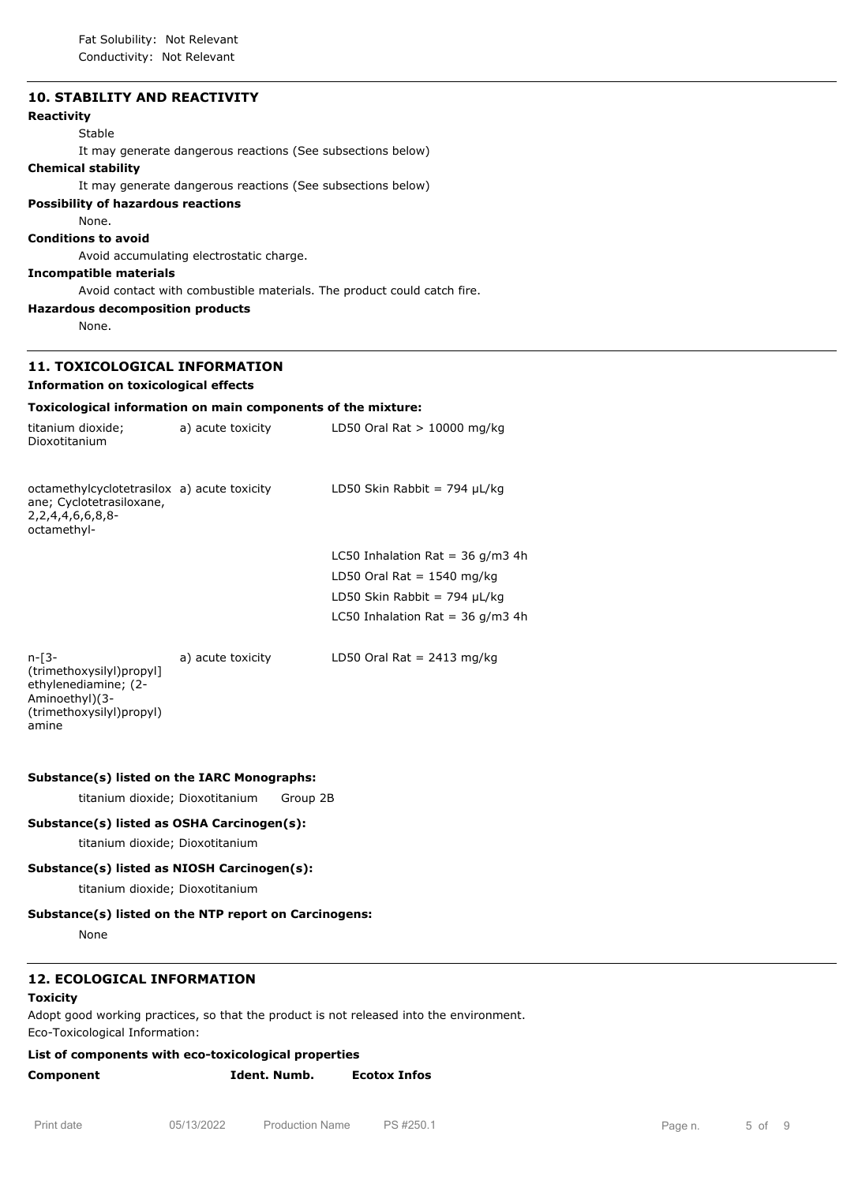Fat Solubility: Not Relevant
Conductivity: Not Relevant

## 10. STABILITY AND REACTIVITY

**Reactivity**

Stable

It may generate dangerous reactions (See subsections below)

**Chemical stability**

It may generate dangerous reactions (See subsections below)

**Possibility of hazardous reactions**

None.

**Conditions to avoid**

Avoid accumulating electrostatic charge.

**Incompatible materials**

Avoid contact with combustible materials. The product could catch fire.

**Hazardous decomposition products**

None.

## 11. TOXICOLOGICAL INFORMATION

**Information on toxicological effects**

**Toxicological information on main components of the mixture:**

| | | |
|---|---|---|
| titanium dioxide; Dioxotitanium | a) acute toxicity | LD50 Oral Rat > 10000 mg/kg |
| octamethylcyclotetrasiloxane; Cyclotetrasiloxane, 2,2,4,4,6,6,8,8-octamethyl- | a) acute toxicity | LD50 Skin Rabbit = 794 µL/kg |
| | | LC50 Inhalation Rat = 36 g/m3 4h |
| | | LD50 Oral Rat = 1540 mg/kg |
| | | LD50 Skin Rabbit = 794 µL/kg |
| | | LC50 Inhalation Rat = 36 g/m3 4h |
| n-[3-(trimethoxysilyl)propyl] ethylenediamine; (2-Aminoethyl)(3-(trimethoxysilyl)propyl) amine | a) acute toxicity | LD50 Oral Rat = 2413 mg/kg |

**Substance(s) listed on the IARC Monographs:**

titanium dioxide; Dioxotitanium Group 2B

**Substance(s) listed as OSHA Carcinogen(s):**

titanium dioxide; Dioxotitanium

**Substance(s) listed as NIOSH Carcinogen(s):**

titanium dioxide; Dioxotitanium

**Substance(s) listed on the NTP report on Carcinogens:**

None

## 12. ECOLOGICAL INFORMATION

**Toxicity**

Adopt good working practices, so that the product is not released into the environment.
Eco-Toxicological Information:

**List of components with eco-toxicological properties**

| Component | Ident. Numb. | Ecotox Infos |
|---|---|---|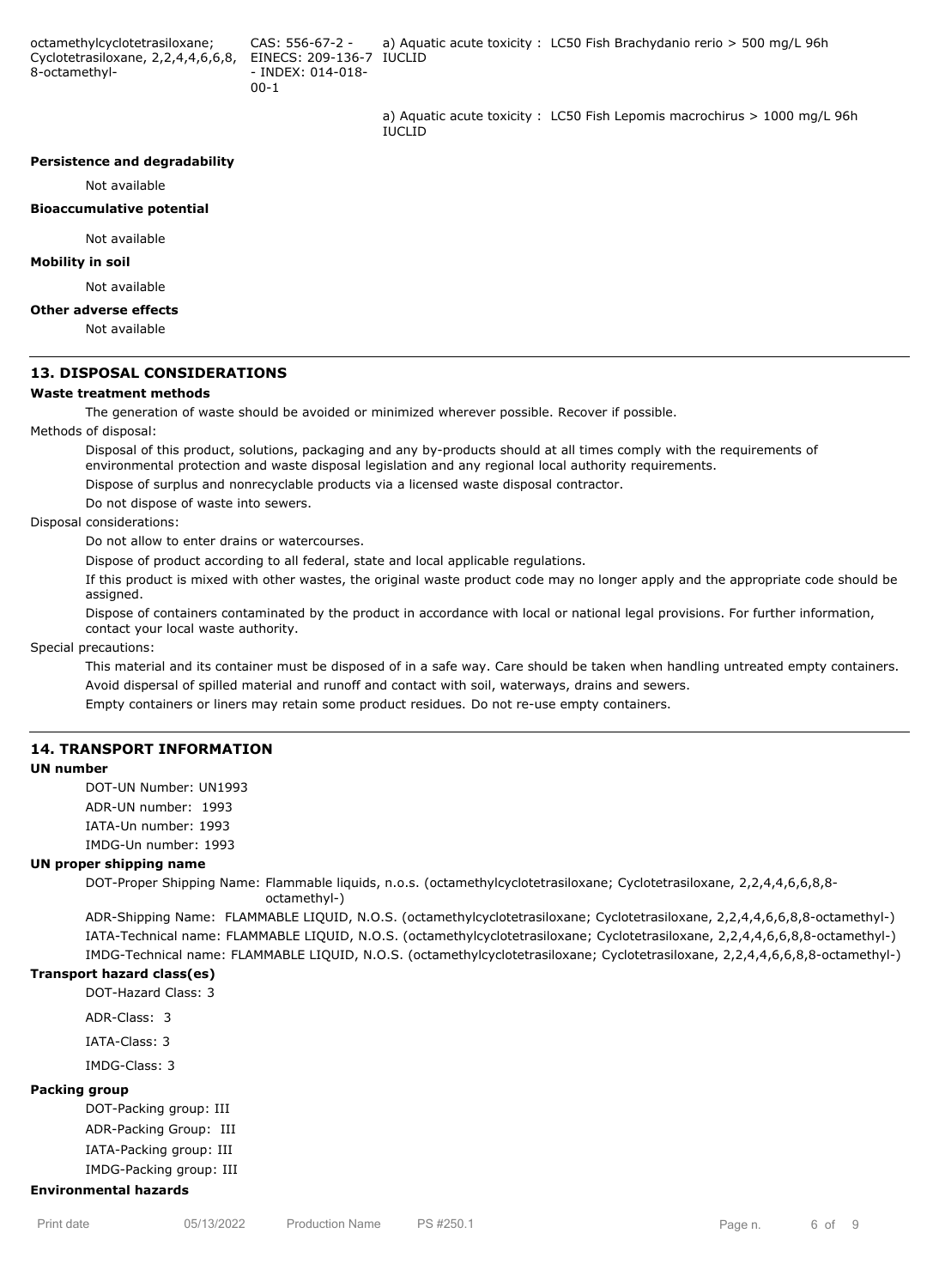| | | |
|---|---|---|
| octamethylcyclotetrasiloxane; Cyclotetrasiloxane, 2,2,4,4,6,6,8,8-octamethyl- | CAS: 556-67-2 - EINECS: 209-136-7 - INDEX: 014-018-00-1 | a) Aquatic acute toxicity : LC50 Fish Brachydanio rerio > 500 mg/L 96h IUCLID |
| | | a) Aquatic acute toxicity : LC50 Fish Lepomis macrochirus > 1000 mg/L 96h IUCLID |

**Persistence and degradability**

Not available

**Bioaccumulative potential**

Not available

**Mobility in soil**

Not available

**Other adverse effects**

Not available

## 13. DISPOSAL CONSIDERATIONS

**Waste treatment methods**

The generation of waste should be avoided or minimized wherever possible. Recover if possible.

Methods of disposal:

Disposal of this product, solutions, packaging and any by-products should at all times comply with the requirements of environmental protection and waste disposal legislation and any regional local authority requirements.

Dispose of surplus and nonrecyclable products via a licensed waste disposal contractor.

Do not dispose of waste into sewers.

Disposal considerations:

Do not allow to enter drains or watercourses.

Dispose of product according to all federal, state and local applicable regulations.

If this product is mixed with other wastes, the original waste product code may no longer apply and the appropriate code should be assigned.

Dispose of containers contaminated by the product in accordance with local or national legal provisions. For further information, contact your local waste authority.

Special precautions:

This material and its container must be disposed of in a safe way. Care should be taken when handling untreated empty containers.

Avoid dispersal of spilled material and runoff and contact with soil, waterways, drains and sewers.

Empty containers or liners may retain some product residues. Do not re-use empty containers.

## 14. TRANSPORT INFORMATION

**UN number**

DOT-UN Number: UN1993

ADR-UN number: 1993

IATA-Un number: 1993

IMDG-Un number: 1993

**UN proper shipping name**

DOT-Proper Shipping Name: Flammable liquids, n.o.s. (octamethylcyclotetrasiloxane; Cyclotetrasiloxane, 2,2,4,4,6,6,8,8-octamethyl-)

ADR-Shipping Name: FLAMMABLE LIQUID, N.O.S. (octamethylcyclotetrasiloxane; Cyclotetrasiloxane, 2,2,4,4,6,6,8,8-octamethyl-)

IATA-Technical name: FLAMMABLE LIQUID, N.O.S. (octamethylcyclotetrasiloxane; Cyclotetrasiloxane, 2,2,4,4,6,6,8,8-octamethyl-)

IMDG-Technical name: FLAMMABLE LIQUID, N.O.S. (octamethylcyclotetrasiloxane; Cyclotetrasiloxane, 2,2,4,4,6,6,8,8-octamethyl-)

**Transport hazard class(es)**

DOT-Hazard Class: 3

ADR-Class: 3

IATA-Class: 3

IMDG-Class: 3

**Packing group**

DOT-Packing group: III

ADR-Packing Group: III

IATA-Packing group: III

IMDG-Packing group: III

**Environmental hazards**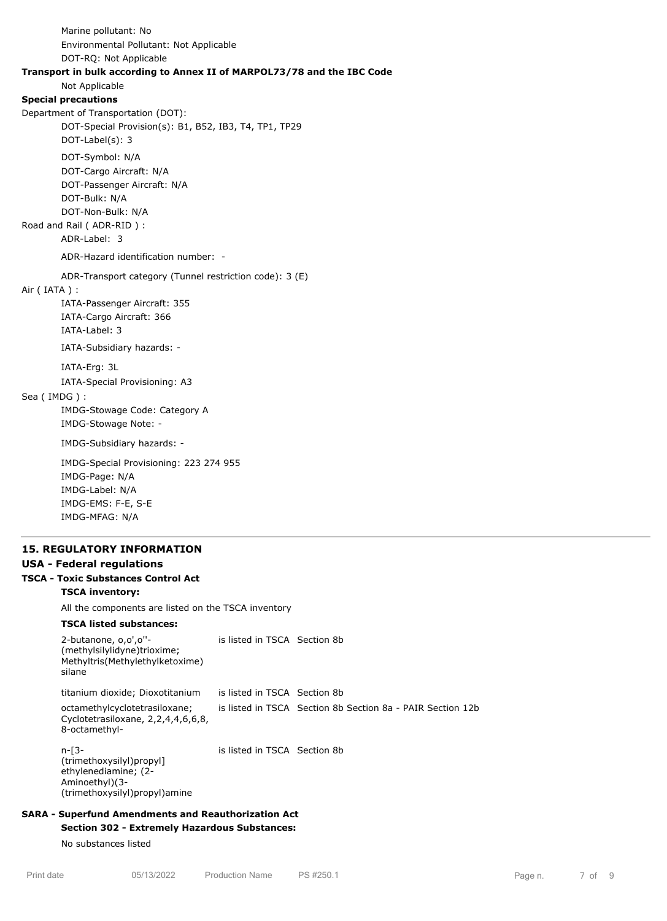Marine pollutant: No

Environmental Pollutant: Not Applicable

DOT-RQ: Not Applicable

**Transport in bulk according to Annex II of MARPOL73/78 and the IBC Code**

Not Applicable

**Special precautions**

Department of Transportation (DOT):

DOT-Special Provision(s): B1, B52, IB3, T4, TP1, TP29

DOT-Label(s): 3

DOT-Symbol: N/A

DOT-Cargo Aircraft: N/A

DOT-Passenger Aircraft: N/A

DOT-Bulk: N/A

DOT-Non-Bulk: N/A

Road and Rail ( ADR-RID ) :

ADR-Label: 3

ADR-Hazard identification number: -

ADR-Transport category (Tunnel restriction code): 3 (E)

Air ( IATA ) :

IATA-Passenger Aircraft: 355

IATA-Cargo Aircraft: 366

IATA-Label: 3

IATA-Subsidiary hazards: -

IATA-Erg: 3L

IATA-Special Provisioning: A3

Sea ( IMDG ) :

IMDG-Stowage Code: Category A

IMDG-Stowage Note: -

IMDG-Subsidiary hazards: -

IMDG-Special Provisioning: 223 274 955

IMDG-Page: N/A

IMDG-Label: N/A

IMDG-EMS: F-E, S-E

IMDG-MFAG: N/A

---

## 15. REGULATORY INFORMATION

### USA - Federal regulations

**TSCA - Toxic Substances Control Act**

**TSCA inventory:**

All the components are listed on the TSCA inventory

**TSCA listed substances:**

| | | |
|---|---|---|
| 2-butanone, o,o',o''-(methylsilylidyne)trioxime; Methyltris(Methylethylketoxime) silane | is listed in TSCA | Section 8b |
| titanium dioxide; Dioxotitanium | is listed in TSCA | Section 8b |
| octamethylcyclotetrasiloxane; Cyclotetrasiloxane, 2,2,4,4,6,6,8, 8-octamethyl- | is listed in TSCA | Section 8b Section 8a - PAIR Section 12b |
| n-[3-(trimethoxysilyl)propyl] ethylenediamine; (2-Aminoethyl)(3-(trimethoxysilyl)propyl)amine | is listed in TSCA | Section 8b |

**SARA - Superfund Amendments and Reauthorization Act**

**Section 302 - Extremely Hazardous Substances:**

No substances listed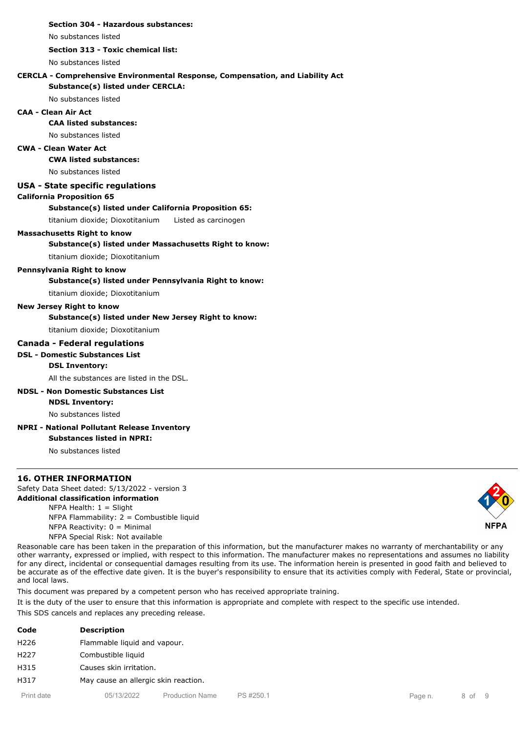**Section 304 - Hazardous substances:**

No substances listed

**Section 313 - Toxic chemical list:**

No substances listed

**CERCLA - Comprehensive Environmental Response, Compensation, and Liability Act**

**Substance(s) listed under CERCLA:**

No substances listed

**CAA - Clean Air Act**

**CAA listed substances:**

No substances listed

**CWA - Clean Water Act**

**CWA listed substances:**

No substances listed

## USA - State specific regulations

**California Proposition 65**

**Substance(s) listed under California Proposition 65:**

titanium dioxide; Dioxotitanium     Listed as carcinogen

**Massachusetts Right to know**

**Substance(s) listed under Massachusetts Right to know:**

titanium dioxide; Dioxotitanium

**Pennsylvania Right to know**

**Substance(s) listed under Pennsylvania Right to know:**

titanium dioxide; Dioxotitanium

**New Jersey Right to know**

**Substance(s) listed under New Jersey Right to know:**

titanium dioxide; Dioxotitanium

## Canada - Federal regulations

**DSL - Domestic Substances List**

**DSL Inventory:**

All the substances are listed in the DSL.

**NDSL - Non Domestic Substances List**

**NDSL Inventory:**

No substances listed

**NPRI - National Pollutant Release Inventory**

**Substances listed in NPRI:**

No substances listed

## 16. OTHER INFORMATION

Safety Data Sheet dated: 5/13/2022 - version 3

**Additional classification information**

NFPA Health: 1 = Slight
NFPA Flammability: 2 = Combustible liquid
NFPA Reactivity: 0 = Minimal
NFPA Special Risk: Not available

Reasonable care has been taken in the preparation of this information, but the manufacturer makes no warranty of merchantability or any other warranty, expressed or implied, with respect to this information. The manufacturer makes no representations and assumes no liability for any direct, incidental or consequential damages resulting from its use. The information herein is presented in good faith and believed to be accurate as of the effective date given. It is the buyer's responsibility to ensure that its activities comply with Federal, State or provincial, and local laws.

This document was prepared by a competent person who has received appropriate training.

It is the duty of the user to ensure that this information is appropriate and complete with respect to the specific use intended.

This SDS cancels and replaces any preceding release.

| Code | Description |
|---|---|
| H226 | Flammable liquid and vapour. |
| H227 | Combustible liquid |
| H315 | Causes skin irritation. |
| H317 | May cause an allergic skin reaction. |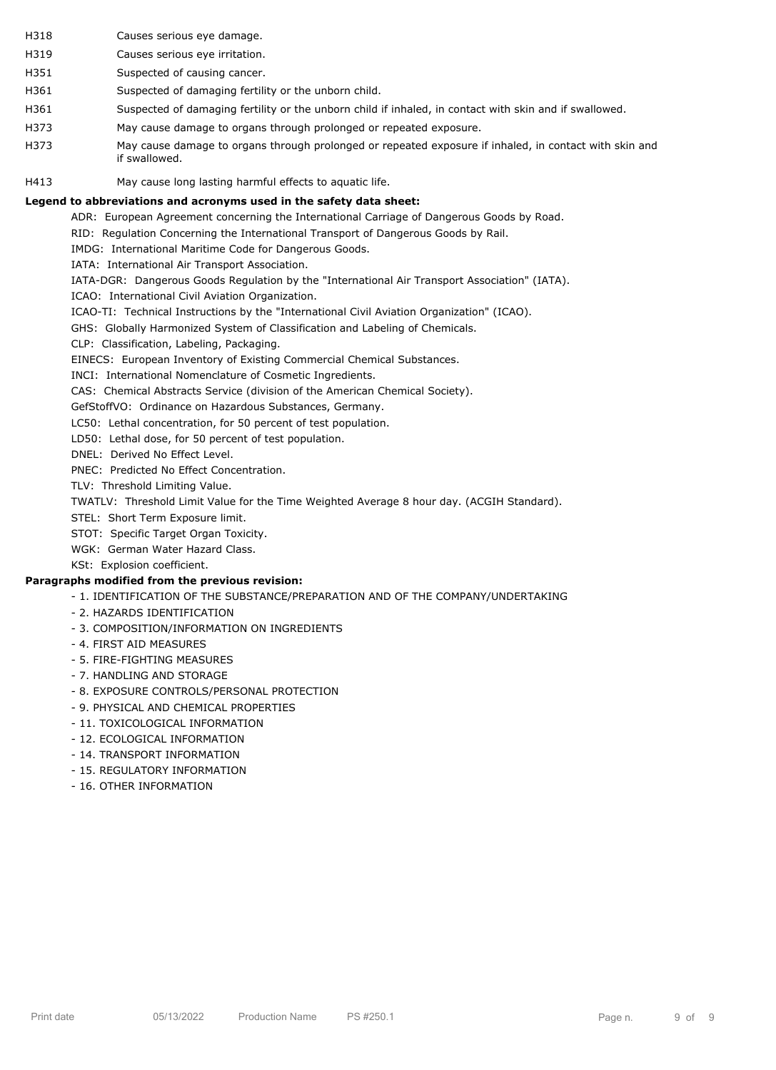H318 Causes serious eye damage.

H319 Causes serious eye irritation.

H351 Suspected of causing cancer.

H361 Suspected of damaging fertility or the unborn child.

H361 Suspected of damaging fertility or the unborn child if inhaled, in contact with skin and if swallowed.

H373 May cause damage to organs through prolonged or repeated exposure.

H373 May cause damage to organs through prolonged or repeated exposure if inhaled, in contact with skin and if swallowed.

H413 May cause long lasting harmful effects to aquatic life.

**Legend to abbreviations and acronyms used in the safety data sheet:**

ADR: European Agreement concerning the International Carriage of Dangerous Goods by Road.
RID: Regulation Concerning the International Transport of Dangerous Goods by Rail.
IMDG: International Maritime Code for Dangerous Goods.
IATA: International Air Transport Association.
IATA-DGR: Dangerous Goods Regulation by the "International Air Transport Association" (IATA).
ICAO: International Civil Aviation Organization.
ICAO-TI: Technical Instructions by the "International Civil Aviation Organization" (ICAO).
GHS: Globally Harmonized System of Classification and Labeling of Chemicals.
CLP: Classification, Labeling, Packaging.
EINECS: European Inventory of Existing Commercial Chemical Substances.
INCI: International Nomenclature of Cosmetic Ingredients.
CAS: Chemical Abstracts Service (division of the American Chemical Society).
GefStoffVO: Ordinance on Hazardous Substances, Germany.
LC50: Lethal concentration, for 50 percent of test population.
LD50: Lethal dose, for 50 percent of test population.
DNEL: Derived No Effect Level.
PNEC: Predicted No Effect Concentration.
TLV: Threshold Limiting Value.
TWATLV: Threshold Limit Value for the Time Weighted Average 8 hour day. (ACGIH Standard).
STEL: Short Term Exposure limit.
STOT: Specific Target Organ Toxicity.
WGK: German Water Hazard Class.
KSt: Explosion coefficient.

**Paragraphs modified from the previous revision:**

- 1. IDENTIFICATION OF THE SUBSTANCE/PREPARATION AND OF THE COMPANY/UNDERTAKING
- 2. HAZARDS IDENTIFICATION
- 3. COMPOSITION/INFORMATION ON INGREDIENTS
- 4. FIRST AID MEASURES
- 5. FIRE-FIGHTING MEASURES
- 7. HANDLING AND STORAGE
- 8. EXPOSURE CONTROLS/PERSONAL PROTECTION
- 9. PHYSICAL AND CHEMICAL PROPERTIES
- 11. TOXICOLOGICAL INFORMATION
- 12. ECOLOGICAL INFORMATION
- 14. TRANSPORT INFORMATION
- 15. REGULATORY INFORMATION
- 16. OTHER INFORMATION